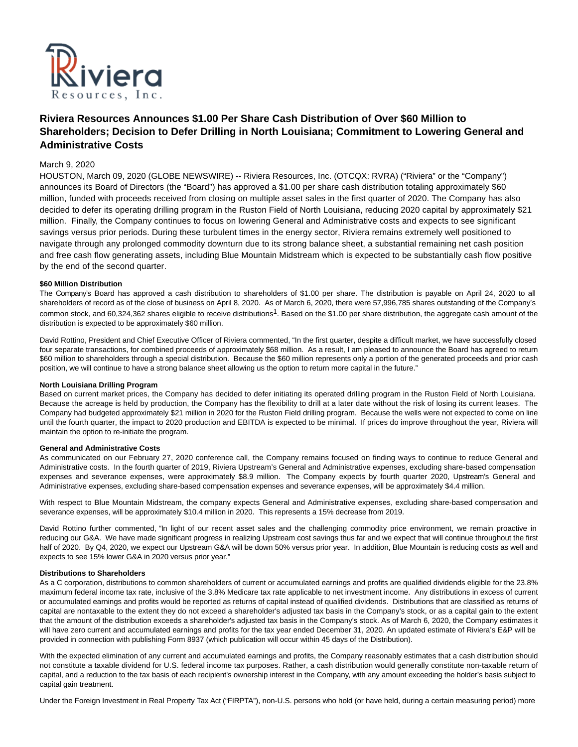# Riviera Resources Announces $1.00 Per Share Cash Distribution of Over $60 Million to Shareholders; Decision to Defer Drilling in North Louisiana; Commitment to Lowering General and Administrative Costs

March 9, 2020

HOUSTON, March 09, 2020 (GLOBE NEWSWIRE) -- Riviera Resources, Inc. (OTCQX: RVRA) ("Riviera" or the "Company") announces its Board of Directors (the "Board") has approved a $1.00 per share cash distribution totaling approximately $60 million, funded with proceeds received from closing on multiple asset sales in the first quarter of 2020. The Company has also decided to defer its operating drilling program in the Ruston Field of North Louisiana, reducing 2020 capital by approximately $21 million. Finally, the Company continues to focus on lowering General and Administrative costs and expects to see significant savings versus prior periods. During these turbulent times in the energy sector, Riviera remains extremely well positioned to navigate through any prolonged commodity downturn due to its strong balance sheet, a substantial remaining net cash position and free cash flow generating assets, including Blue Mountain Midstream which is expected to be substantially cash flow positive by the end of the second quarter.

**$60 Million Distribution**

The Company's Board has approved a cash distribution to shareholders of $1.00 per share. The distribution is payable on April 24, 2020 to all shareholders of record as of the close of business on April 8, 2020. As of March 6, 2020, there were 57,996,785 shares outstanding of the Company's common stock, and 60,324,362 shares eligible to receive distributions[1]. Based on the $1.00 per share distribution, the aggregate cash amount of the distribution is expected to be approximately $60 million.

David Rottino, President and Chief Executive Officer of Riviera commented, "In the first quarter, despite a difficult market, we have successfully closed four separate transactions, for combined proceeds of approximately $68 million. As a result, I am pleased to announce the Board has agreed to return $60 million to shareholders through a special distribution. Because the $60 million represents only a portion of the generated proceeds and prior cash position, we will continue to have a strong balance sheet allowing us the option to return more capital in the future."

**North Louisiana Drilling Program**

Based on current market prices, the Company has decided to defer initiating its operated drilling program in the Ruston Field of North Louisiana. Because the acreage is held by production, the Company has the flexibility to drill at a later date without the risk of losing its current leases. The Company had budgeted approximately $21 million in 2020 for the Ruston Field drilling program. Because the wells were not expected to come on line until the fourth quarter, the impact to 2020 production and EBITDA is expected to be minimal. If prices do improve throughout the year, Riviera will maintain the option to re-initiate the program.

**General and Administrative Costs**

As communicated on our February 27, 2020 conference call, the Company remains focused on finding ways to continue to reduce General and Administrative costs. In the fourth quarter of 2019, Riviera Upstream's General and Administrative expenses, excluding share-based compensation expenses and severance expenses, were approximately $8.9 million. The Company expects by fourth quarter 2020, Upstream's General and Administrative expenses, excluding share-based compensation expenses and severance expenses, will be approximately $4.4 million.

With respect to Blue Mountain Midstream, the company expects General and Administrative expenses, excluding share-based compensation and severance expenses, will be approximately $10.4 million in 2020. This represents a 15% decrease from 2019.

David Rottino further commented, "In light of our recent asset sales and the challenging commodity price environment, we remain proactive in reducing our G&A. We have made significant progress in realizing Upstream cost savings thus far and we expect that will continue throughout the first half of 2020. By Q4, 2020, we expect our Upstream G&A will be down 50% versus prior year. In addition, Blue Mountain is reducing costs as well and expects to see 15% lower G&A in 2020 versus prior year."

**Distributions to Shareholders**

As a C corporation, distributions to common shareholders of current or accumulated earnings and profits are qualified dividends eligible for the 23.8% maximum federal income tax rate, inclusive of the 3.8% Medicare tax rate applicable to net investment income. Any distributions in excess of current or accumulated earnings and profits would be reported as returns of capital instead of qualified dividends. Distributions that are classified as returns of capital are nontaxable to the extent they do not exceed a shareholder's adjusted tax basis in the Company's stock, or as a capital gain to the extent that the amount of the distribution exceeds a shareholder's adjusted tax basis in the Company's stock. As of March 6, 2020, the Company estimates it will have zero current and accumulated earnings and profits for the tax year ended December 31, 2020. An updated estimate of Riviera's E&P will be provided in connection with publishing Form 8937 (which publication will occur within 45 days of the Distribution).

With the expected elimination of any current and accumulated earnings and profits, the Company reasonably estimates that a cash distribution should not constitute a taxable dividend for U.S. federal income tax purposes. Rather, a cash distribution would generally constitute non-taxable return of capital, and a reduction to the tax basis of each recipient's ownership interest in the Company, with any amount exceeding the holder's basis subject to capital gain treatment.

Under the Foreign Investment in Real Property Tax Act ("FIRPTA"), non-U.S. persons who hold (or have held, during a certain measuring period) more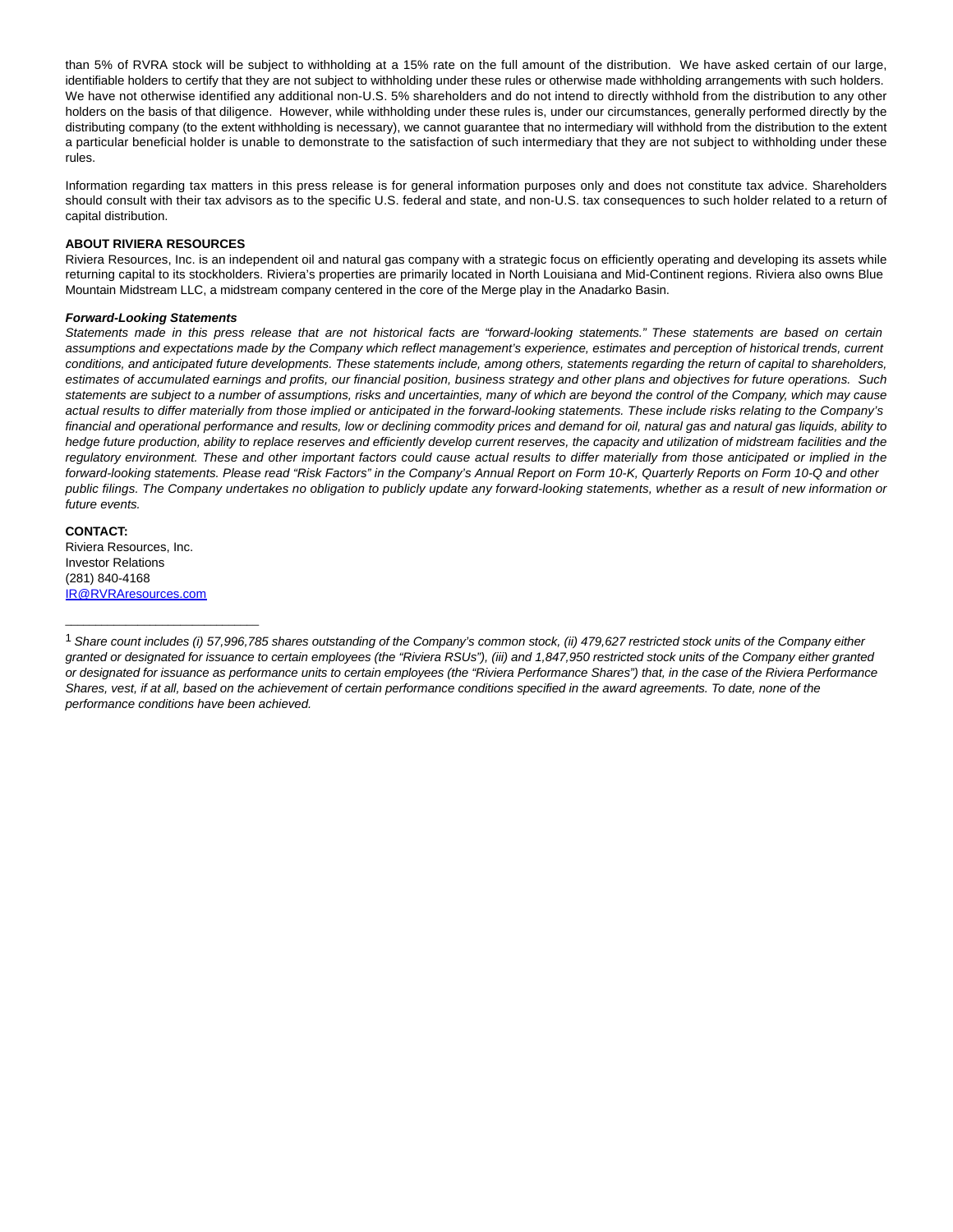than 5% of RVRA stock will be subject to withholding at a 15% rate on the full amount of the distribution. We have asked certain of our large, identifiable holders to certify that they are not subject to withholding under these rules or otherwise made withholding arrangements with such holders. We have not otherwise identified any additional non-U.S. 5% shareholders and do not intend to directly withhold from the distribution to any other holders on the basis of that diligence. However, while withholding under these rules is, under our circumstances, generally performed directly by the distributing company (to the extent withholding is necessary), we cannot guarantee that no intermediary will withhold from the distribution to the extent a particular beneficial holder is unable to demonstrate to the satisfaction of such intermediary that they are not subject to withholding under these rules.

Information regarding tax matters in this press release is for general information purposes only and does not constitute tax advice. Shareholders should consult with their tax advisors as to the specific U.S. federal and state, and non-U.S. tax consequences to such holder related to a return of capital distribution.

**ABOUT RIVIERA RESOURCES**

Riviera Resources, Inc. is an independent oil and natural gas company with a strategic focus on efficiently operating and developing its assets while returning capital to its stockholders. Riviera's properties are primarily located in North Louisiana and Mid-Continent regions. Riviera also owns Blue Mountain Midstream LLC, a midstream company centered in the core of the Merge play in the Anadarko Basin.

***Forward-Looking Statements***

*Statements made in this press release that are not historical facts are "forward-looking statements." These statements are based on certain assumptions and expectations made by the Company which reflect management's experience, estimates and perception of historical trends, current conditions, and anticipated future developments. These statements include, among others, statements regarding the return of capital to shareholders, estimates of accumulated earnings and profits, our financial position, business strategy and other plans and objectives for future operations. Such statements are subject to a number of assumptions, risks and uncertainties, many of which are beyond the control of the Company, which may cause actual results to differ materially from those implied or anticipated in the forward-looking statements. These include risks relating to the Company's financial and operational performance and results, low or declining commodity prices and demand for oil, natural gas and natural gas liquids, ability to hedge future production, ability to replace reserves and efficiently develop current reserves, the capacity and utilization of midstream facilities and the regulatory environment. These and other important factors could cause actual results to differ materially from those anticipated or implied in the forward-looking statements. Please read "Risk Factors" in the Company's Annual Report on Form 10-K, Quarterly Reports on Form 10-Q and other public filings. The Company undertakes no obligation to publicly update any forward-looking statements, whether as a result of new information or future events.*

**CONTACT:**

Riviera Resources, Inc.
Investor Relations
(281) 840-4168
IR@RVRAresources.com

---

[1] *Share count includes (i) 57,996,785 shares outstanding of the Company's common stock, (ii) 479,627 restricted stock units of the Company either granted or designated for issuance to certain employees (the "Riviera RSUs"), (iii) and 1,847,950 restricted stock units of the Company either granted or designated for issuance as performance units to certain employees (the "Riviera Performance Shares") that, in the case of the Riviera Performance Shares, vest, if at all, based on the achievement of certain performance conditions specified in the award agreements. To date, none of the performance conditions have been achieved.*